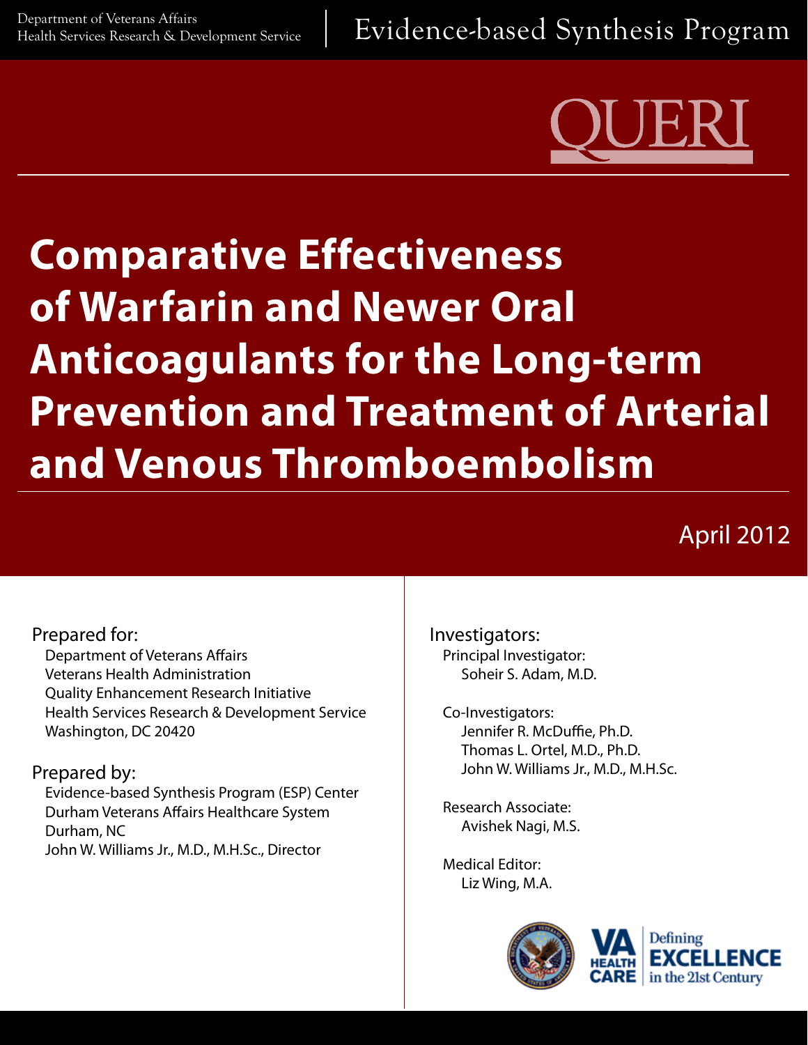Department of Veterans Affairs
Health Services Research & Development Service

Evidence-based Synthesis Program

QUERI

# Comparative Effectiveness of Warfarin and Newer Oral Anticoagulants for the Long-term Prevention and Treatment of Arterial and Venous Thromboembolism

April 2012

Prepared for:
Department of Veterans Affairs
Veterans Health Administration
Quality Enhancement Research Initiative
Health Services Research & Development Service
Washington, DC 20420

Prepared by:
Evidence-based Synthesis Program (ESP) Center
Durham Veterans Affairs Healthcare System
Durham, NC
John W. Williams Jr., M.D., M.H.Sc., Director

Investigators:

Principal Investigator:
Soheir S. Adam, M.D.

Co-Investigators:
Jennifer R. McDuffie, Ph.D.
Thomas L. Ortel, M.D., Ph.D.
John W. Williams Jr., M.D., M.H.Sc.

Research Associate:
Avishek Nagi, M.S.

Medical Editor:
Liz Wing, M.A.

VA HEALTH CARE | Defining EXCELLENCE in the 21st Century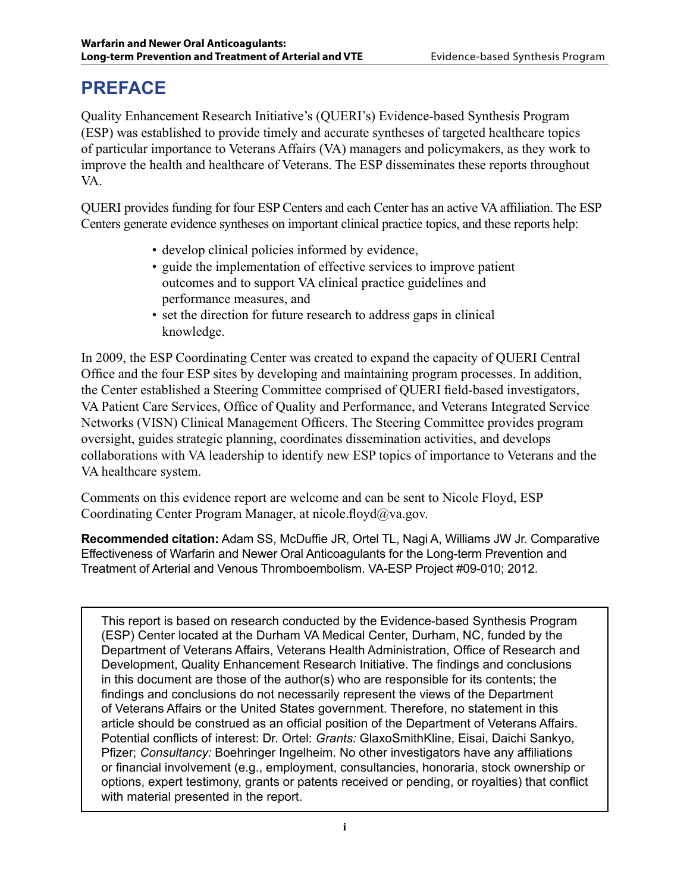# PREFACE

Quality Enhancement Research Initiative's (QUERI's) Evidence-based Synthesis Program (ESP) was established to provide timely and accurate syntheses of targeted healthcare topics of particular importance to Veterans Affairs (VA) managers and policymakers, as they work to improve the health and healthcare of Veterans. The ESP disseminates these reports throughout VA.

QUERI provides funding for four ESP Centers and each Center has an active VA affiliation. The ESP Centers generate evidence syntheses on important clinical practice topics, and these reports help:

- develop clinical policies informed by evidence,
- guide the implementation of effective services to improve patient outcomes and to support VA clinical practice guidelines and performance measures, and
- set the direction for future research to address gaps in clinical knowledge.

In 2009, the ESP Coordinating Center was created to expand the capacity of QUERI Central Office and the four ESP sites by developing and maintaining program processes. In addition, the Center established a Steering Committee comprised of QUERI field-based investigators, VA Patient Care Services, Office of Quality and Performance, and Veterans Integrated Service Networks (VISN) Clinical Management Officers. The Steering Committee provides program oversight, guides strategic planning, coordinates dissemination activities, and develops collaborations with VA leadership to identify new ESP topics of importance to Veterans and the VA healthcare system.

Comments on this evidence report are welcome and can be sent to Nicole Floyd, ESP Coordinating Center Program Manager, at nicole.floyd@va.gov.

**Recommended citation:** Adam SS, McDuffie JR, Ortel TL, Nagi A, Williams JW Jr. Comparative Effectiveness of Warfarin and Newer Oral Anticoagulants for the Long-term Prevention and Treatment of Arterial and Venous Thromboembolism. VA-ESP Project #09-010; 2012.

This report is based on research conducted by the Evidence-based Synthesis Program (ESP) Center located at the Durham VA Medical Center, Durham, NC, funded by the Department of Veterans Affairs, Veterans Health Administration, Office of Research and Development, Quality Enhancement Research Initiative. The findings and conclusions in this document are those of the author(s) who are responsible for its contents; the findings and conclusions do not necessarily represent the views of the Department of Veterans Affairs or the United States government. Therefore, no statement in this article should be construed as an official position of the Department of Veterans Affairs. Potential conflicts of interest: Dr. Ortel: *Grants:* GlaxoSmithKline, Eisai, Daichi Sankyo, Pfizer; *Consultancy:* Boehringer Ingelheim. No other investigators have any affiliations or financial involvement (e.g., employment, consultancies, honoraria, stock ownership or options, expert testimony, grants or patents received or pending, or royalties) that conflict with material presented in the report.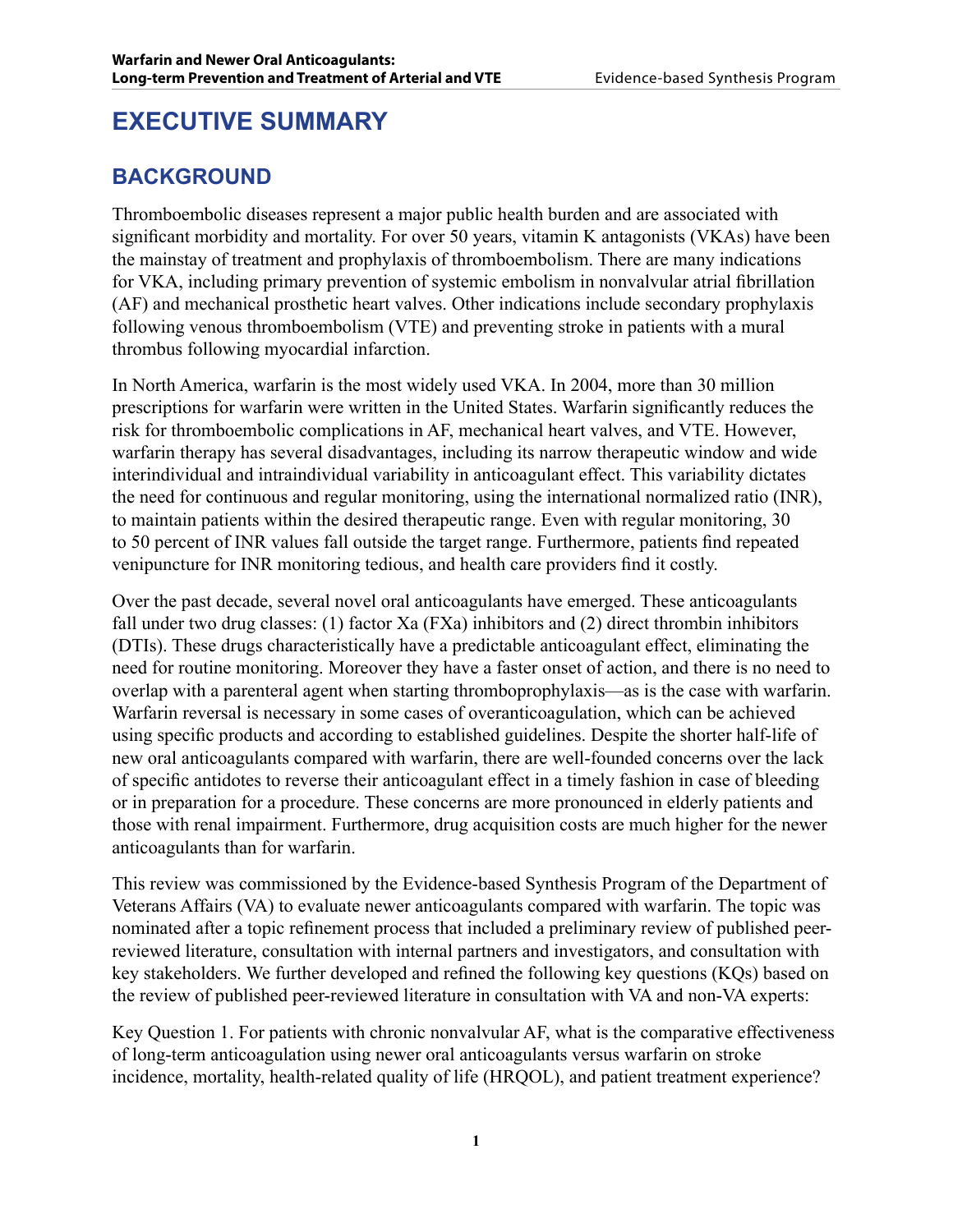# EXECUTIVE SUMMARY

## BACKGROUND

Thromboembolic diseases represent a major public health burden and are associated with significant morbidity and mortality. For over 50 years, vitamin K antagonists (VKAs) have been the mainstay of treatment and prophylaxis of thromboembolism. There are many indications for VKA, including primary prevention of systemic embolism in nonvalvular atrial fibrillation (AF) and mechanical prosthetic heart valves. Other indications include secondary prophylaxis following venous thromboembolism (VTE) and preventing stroke in patients with a mural thrombus following myocardial infarction.

In North America, warfarin is the most widely used VKA. In 2004, more than 30 million prescriptions for warfarin were written in the United States. Warfarin significantly reduces the risk for thromboembolic complications in AF, mechanical heart valves, and VTE. However, warfarin therapy has several disadvantages, including its narrow therapeutic window and wide interindividual and intraindividual variability in anticoagulant effect. This variability dictates the need for continuous and regular monitoring, using the international normalized ratio (INR), to maintain patients within the desired therapeutic range. Even with regular monitoring, 30 to 50 percent of INR values fall outside the target range. Furthermore, patients find repeated venipuncture for INR monitoring tedious, and health care providers find it costly.

Over the past decade, several novel oral anticoagulants have emerged. These anticoagulants fall under two drug classes: (1) factor Xa (FXa) inhibitors and (2) direct thrombin inhibitors (DTIs). These drugs characteristically have a predictable anticoagulant effect, eliminating the need for routine monitoring. Moreover they have a faster onset of action, and there is no need to overlap with a parenteral agent when starting thromboprophylaxis—as is the case with warfarin. Warfarin reversal is necessary in some cases of overanticoagulation, which can be achieved using specific products and according to established guidelines. Despite the shorter half-life of new oral anticoagulants compared with warfarin, there are well-founded concerns over the lack of specific antidotes to reverse their anticoagulant effect in a timely fashion in case of bleeding or in preparation for a procedure. These concerns are more pronounced in elderly patients and those with renal impairment. Furthermore, drug acquisition costs are much higher for the newer anticoagulants than for warfarin.

This review was commissioned by the Evidence-based Synthesis Program of the Department of Veterans Affairs (VA) to evaluate newer anticoagulants compared with warfarin. The topic was nominated after a topic refinement process that included a preliminary review of published peer-reviewed literature, consultation with internal partners and investigators, and consultation with key stakeholders. We further developed and refined the following key questions (KQs) based on the review of published peer-reviewed literature in consultation with VA and non-VA experts:

Key Question 1. For patients with chronic nonvalvular AF, what is the comparative effectiveness of long-term anticoagulation using newer oral anticoagulants versus warfarin on stroke incidence, mortality, health-related quality of life (HRQOL), and patient treatment experience?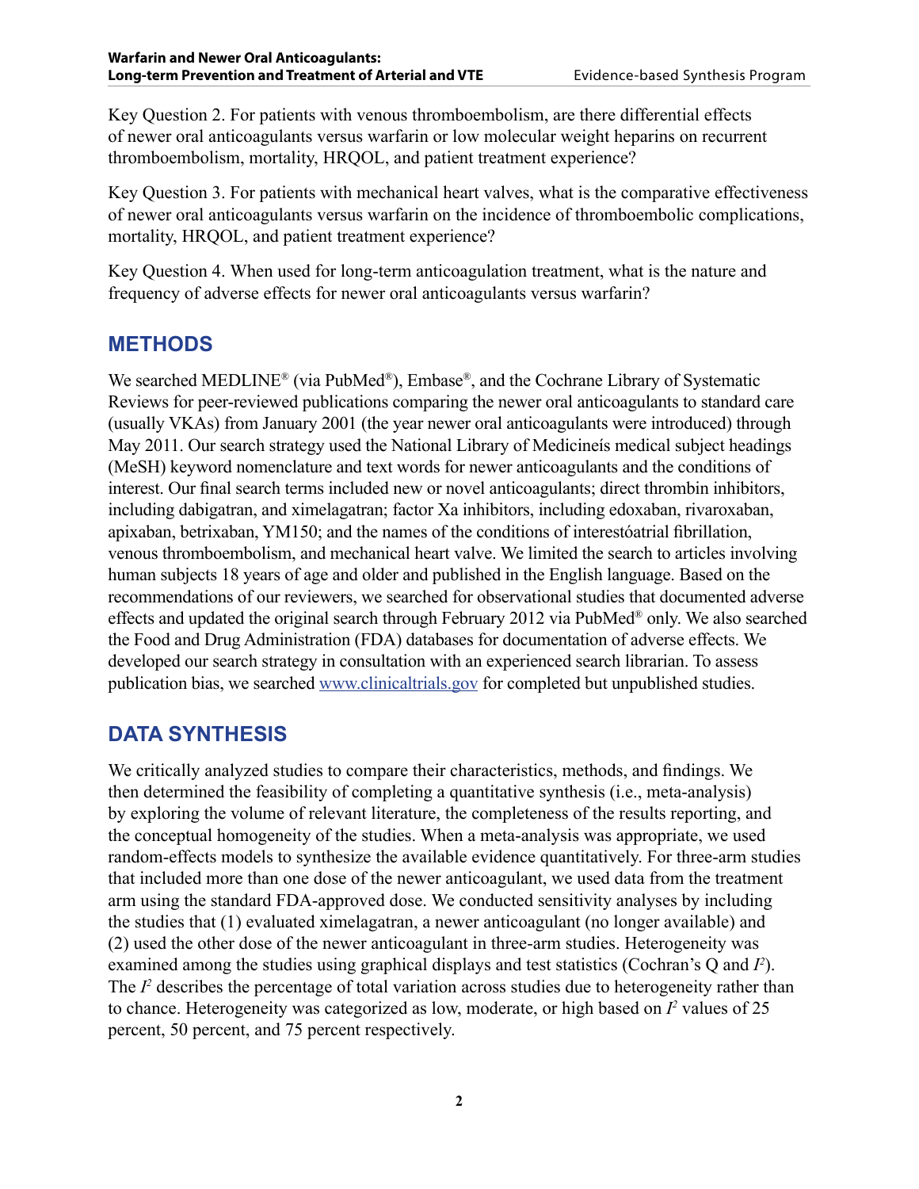Key Question 2. For patients with venous thromboembolism, are there differential effects of newer oral anticoagulants versus warfarin or low molecular weight heparins on recurrent thromboembolism, mortality, HRQOL, and patient treatment experience?

Key Question 3. For patients with mechanical heart valves, what is the comparative effectiveness of newer oral anticoagulants versus warfarin on the incidence of thromboembolic complications, mortality, HRQOL, and patient treatment experience?

Key Question 4. When used for long-term anticoagulation treatment, what is the nature and frequency of adverse effects for newer oral anticoagulants versus warfarin?

## METHODS

We searched MEDLINE® (via PubMed®), Embase®, and the Cochrane Library of Systematic Reviews for peer-reviewed publications comparing the newer oral anticoagulants to standard care (usually VKAs) from January 2001 (the year newer oral anticoagulants were introduced) through May 2011. Our search strategy used the National Library of Medicineís medical subject headings (MeSH) keyword nomenclature and text words for newer anticoagulants and the conditions of interest. Our final search terms included new or novel anticoagulants; direct thrombin inhibitors, including dabigatran, and ximelagatran; factor Xa inhibitors, including edoxaban, rivaroxaban, apixaban, betrixaban, YM150; and the names of the conditions of interestóatrial fibrillation, venous thromboembolism, and mechanical heart valve. We limited the search to articles involving human subjects 18 years of age and older and published in the English language. Based on the recommendations of our reviewers, we searched for observational studies that documented adverse effects and updated the original search through February 2012 via PubMed® only. We also searched the Food and Drug Administration (FDA) databases for documentation of adverse effects. We developed our search strategy in consultation with an experienced search librarian. To assess publication bias, we searched www.clinicaltrials.gov for completed but unpublished studies.

## DATA SYNTHESIS

We critically analyzed studies to compare their characteristics, methods, and findings. We then determined the feasibility of completing a quantitative synthesis (i.e., meta-analysis) by exploring the volume of relevant literature, the completeness of the results reporting, and the conceptual homogeneity of the studies. When a meta-analysis was appropriate, we used random-effects models to synthesize the available evidence quantitatively. For three-arm studies that included more than one dose of the newer anticoagulant, we used data from the treatment arm using the standard FDA-approved dose. We conducted sensitivity analyses by including the studies that (1) evaluated ximelagatran, a newer anticoagulant (no longer available) and (2) used the other dose of the newer anticoagulant in three-arm studies. Heterogeneity was examined among the studies using graphical displays and test statistics (Cochran's Q and $I^2$). The $I^2$ describes the percentage of total variation across studies due to heterogeneity rather than to chance. Heterogeneity was categorized as low, moderate, or high based on $I^2$ values of 25 percent, 50 percent, and 75 percent respectively.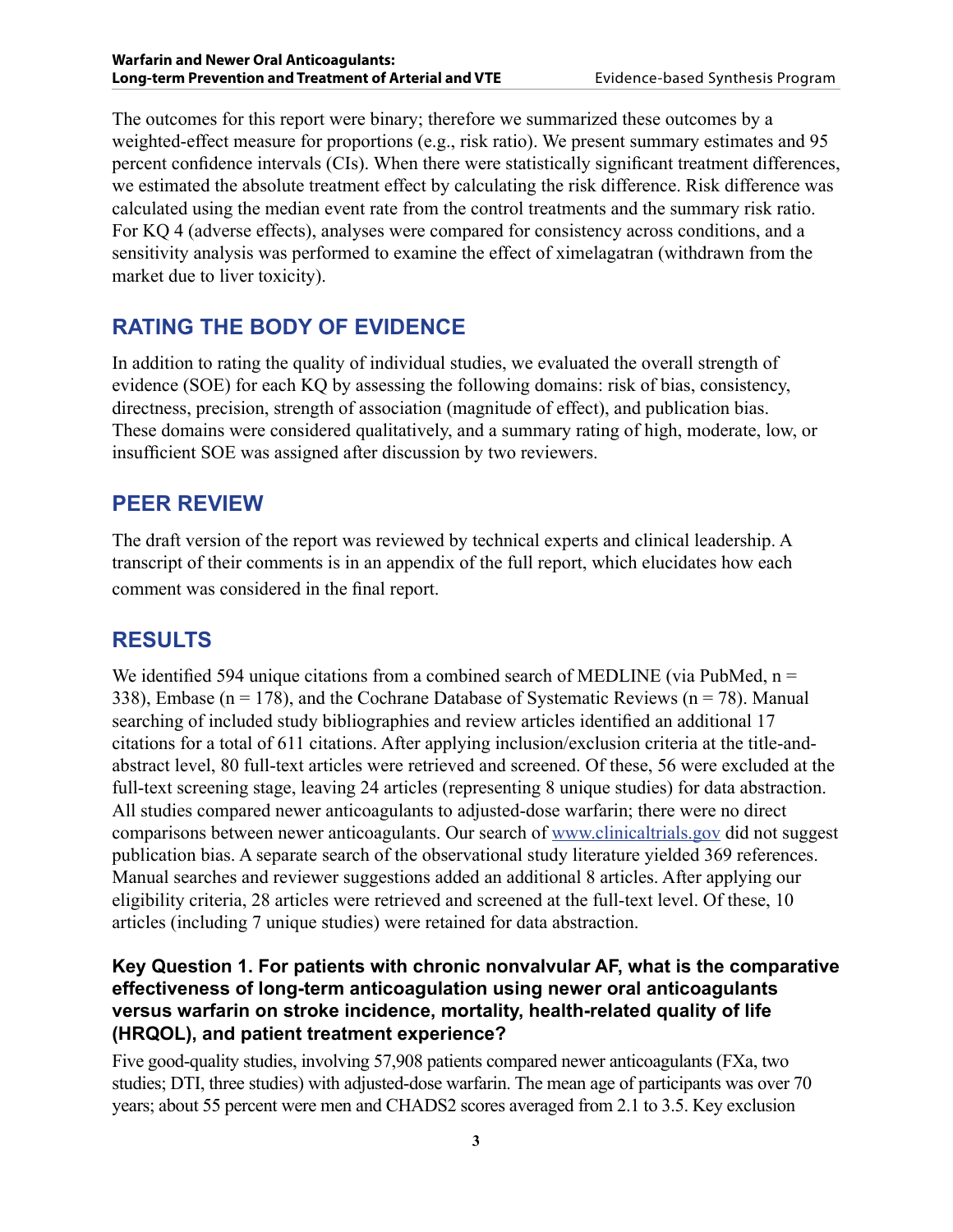The outcomes for this report were binary; therefore we summarized these outcomes by a weighted-effect measure for proportions (e.g., risk ratio). We present summary estimates and 95 percent confidence intervals (CIs). When there were statistically significant treatment differences, we estimated the absolute treatment effect by calculating the risk difference. Risk difference was calculated using the median event rate from the control treatments and the summary risk ratio. For KQ 4 (adverse effects), analyses were compared for consistency across conditions, and a sensitivity analysis was performed to examine the effect of ximelagatran (withdrawn from the market due to liver toxicity).

## RATING THE BODY OF EVIDENCE

In addition to rating the quality of individual studies, we evaluated the overall strength of evidence (SOE) for each KQ by assessing the following domains: risk of bias, consistency, directness, precision, strength of association (magnitude of effect), and publication bias. These domains were considered qualitatively, and a summary rating of high, moderate, low, or insufficient SOE was assigned after discussion by two reviewers.

## PEER REVIEW

The draft version of the report was reviewed by technical experts and clinical leadership. A transcript of their comments is in an appendix of the full report, which elucidates how each comment was considered in the final report.

## RESULTS

We identified 594 unique citations from a combined search of MEDLINE (via PubMed, n = 338), Embase (n = 178), and the Cochrane Database of Systematic Reviews (n = 78). Manual searching of included study bibliographies and review articles identified an additional 17 citations for a total of 611 citations. After applying inclusion/exclusion criteria at the title-and-abstract level, 80 full-text articles were retrieved and screened. Of these, 56 were excluded at the full-text screening stage, leaving 24 articles (representing 8 unique studies) for data abstraction. All studies compared newer anticoagulants to adjusted-dose warfarin; there were no direct comparisons between newer anticoagulants. Our search of www.clinicaltrials.gov did not suggest publication bias. A separate search of the observational study literature yielded 369 references. Manual searches and reviewer suggestions added an additional 8 articles. After applying our eligibility criteria, 28 articles were retrieved and screened at the full-text level. Of these, 10 articles (including 7 unique studies) were retained for data abstraction.

### Key Question 1. For patients with chronic nonvalvular AF, what is the comparative effectiveness of long-term anticoagulation using newer oral anticoagulants versus warfarin on stroke incidence, mortality, health-related quality of life (HRQOL), and patient treatment experience?

Five good-quality studies, involving 57,908 patients compared newer anticoagulants (FXa, two studies; DTI, three studies) with adjusted-dose warfarin. The mean age of participants was over 70 years; about 55 percent were men and CHADS2 scores averaged from 2.1 to 3.5. Key exclusion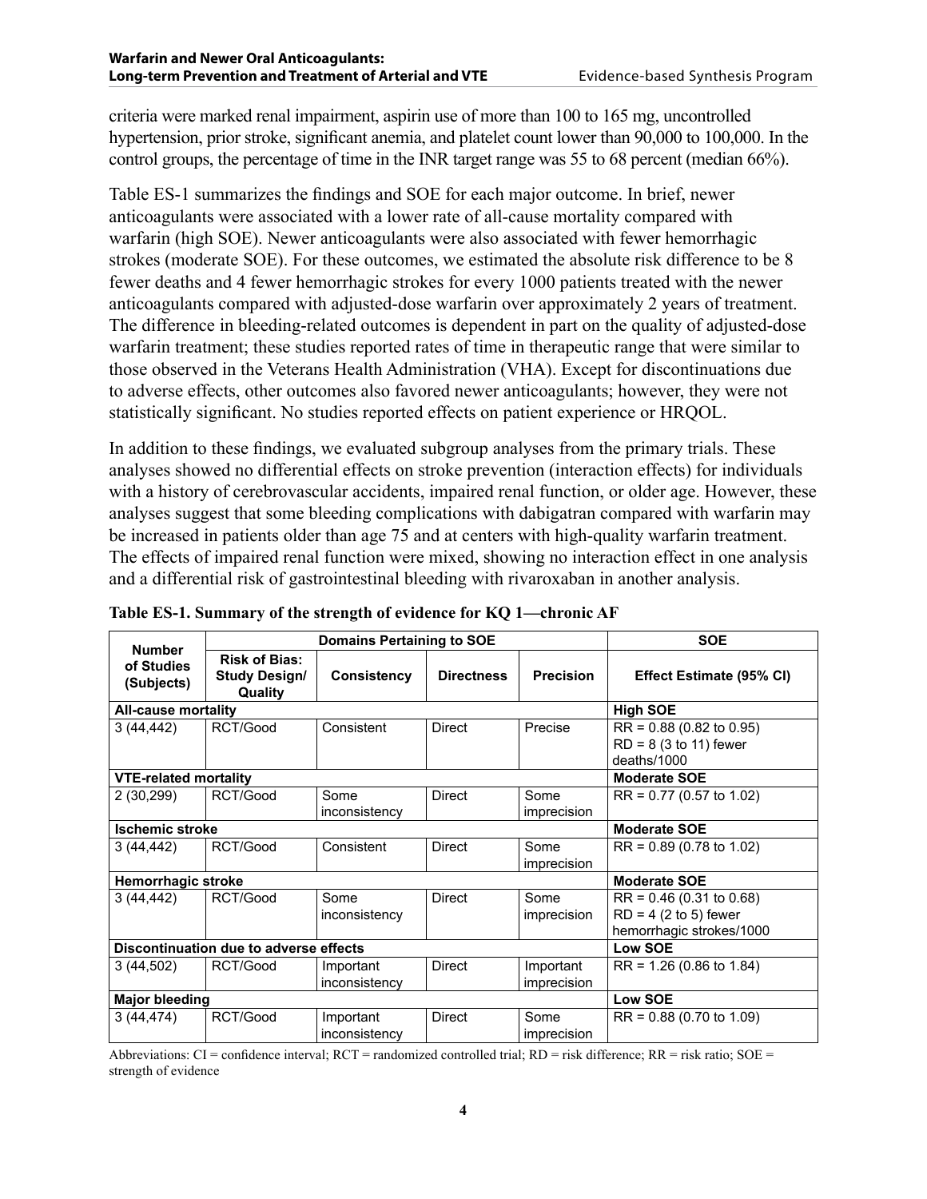criteria were marked renal impairment, aspirin use of more than 100 to 165 mg, uncontrolled hypertension, prior stroke, significant anemia, and platelet count lower than 90,000 to 100,000. In the control groups, the percentage of time in the INR target range was 55 to 68 percent (median 66%).

Table ES-1 summarizes the findings and SOE for each major outcome. In brief, newer anticoagulants were associated with a lower rate of all-cause mortality compared with warfarin (high SOE). Newer anticoagulants were also associated with fewer hemorrhagic strokes (moderate SOE). For these outcomes, we estimated the absolute risk difference to be 8 fewer deaths and 4 fewer hemorrhagic strokes for every 1000 patients treated with the newer anticoagulants compared with adjusted-dose warfarin over approximately 2 years of treatment. The difference in bleeding-related outcomes is dependent in part on the quality of adjusted-dose warfarin treatment; these studies reported rates of time in therapeutic range that were similar to those observed in the Veterans Health Administration (VHA). Except for discontinuations due to adverse effects, other outcomes also favored newer anticoagulants; however, they were not statistically significant. No studies reported effects on patient experience or HRQOL.

In addition to these findings, we evaluated subgroup analyses from the primary trials. These analyses showed no differential effects on stroke prevention (interaction effects) for individuals with a history of cerebrovascular accidents, impaired renal function, or older age. However, these analyses suggest that some bleeding complications with dabigatran compared with warfarin may be increased in patients older than age 75 and at centers with high-quality warfarin treatment. The effects of impaired renal function were mixed, showing no interaction effect in one analysis and a differential risk of gastrointestinal bleeding with rivaroxaban in another analysis.

**Table ES-1. Summary of the strength of evidence for KQ 1—chronic AF**

| Number of Studies (Subjects) | Domains Pertaining to SOE | | | | SOE |
|---|---|---|---|---|---|
| | Risk of Bias: Study Design/ Quality | Consistency | Directness | Precision | Effect Estimate (95% CI) |
| **All-cause mortality** | | | | | **High SOE** |
| 3 (44,442) | RCT/Good | Consistent | Direct | Precise | RR = 0.88 (0.82 to 0.95) RD = 8 (3 to 11) fewer deaths/1000 |
| **VTE-related mortality** | | | | | **Moderate SOE** |
| 2 (30,299) | RCT/Good | Some inconsistency | Direct | Some imprecision | RR = 0.77 (0.57 to 1.02) |
| **Ischemic stroke** | | | | | **Moderate SOE** |
| 3 (44,442) | RCT/Good | Consistent | Direct | Some imprecision | RR = 0.89 (0.78 to 1.02) |
| **Hemorrhagic stroke** | | | | | **Moderate SOE** |
| 3 (44,442) | RCT/Good | Some inconsistency | Direct | Some imprecision | RR = 0.46 (0.31 to 0.68) RD = 4 (2 to 5) fewer hemorrhagic strokes/1000 |
| **Discontinuation due to adverse effects** | | | | | **Low SOE** |
| 3 (44,502) | RCT/Good | Important inconsistency | Direct | Important imprecision | RR = 1.26 (0.86 to 1.84) |
| **Major bleeding** | | | | | **Low SOE** |
| 3 (44,474) | RCT/Good | Important inconsistency | Direct | Some imprecision | RR = 0.88 (0.70 to 1.09) |

Abbreviations: CI = confidence interval; RCT = randomized controlled trial; RD = risk difference; RR = risk ratio; SOE = strength of evidence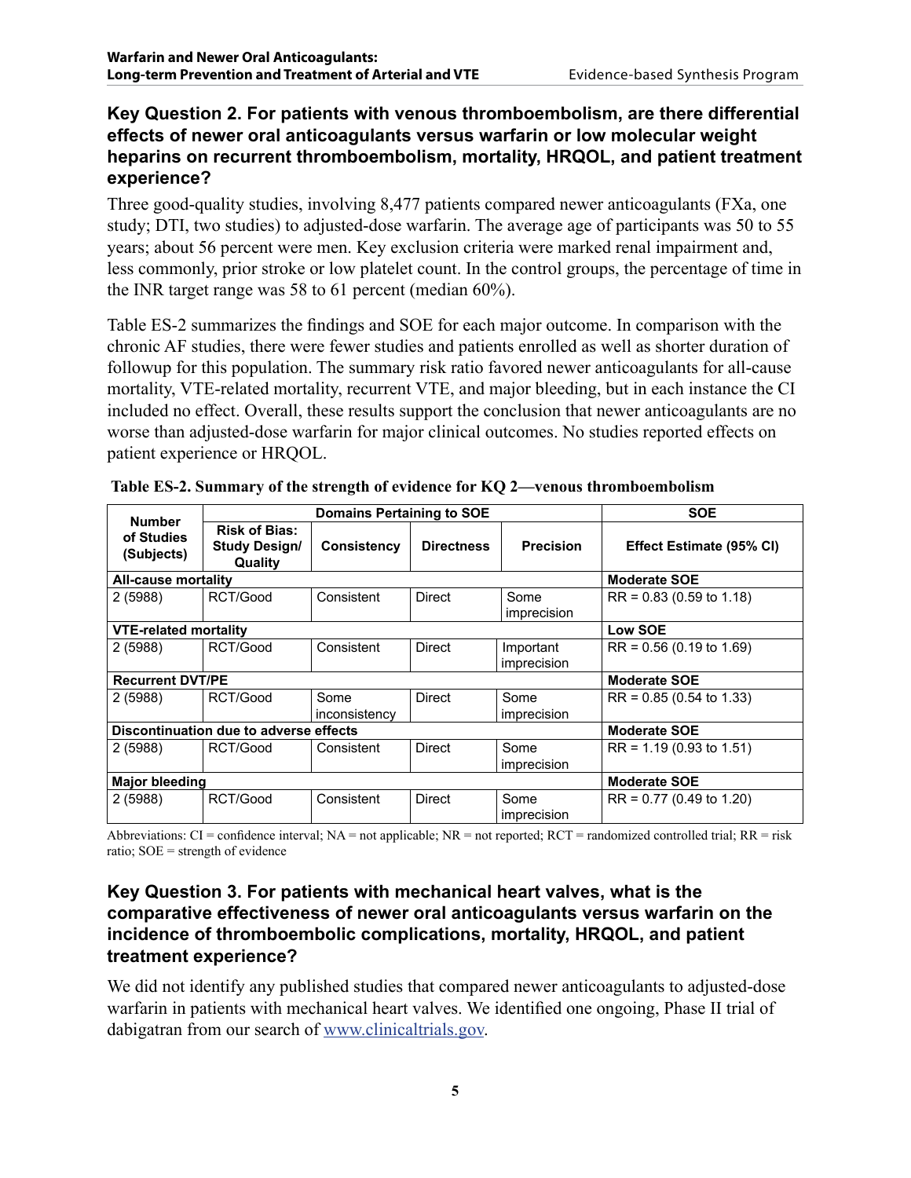### Key Question 2. For patients with venous thromboembolism, are there differential effects of newer oral anticoagulants versus warfarin or low molecular weight heparins on recurrent thromboembolism, mortality, HRQOL, and patient treatment experience?

Three good-quality studies, involving 8,477 patients compared newer anticoagulants (FXa, one study; DTI, two studies) to adjusted-dose warfarin. The average age of participants was 50 to 55 years; about 56 percent were men. Key exclusion criteria were marked renal impairment and, less commonly, prior stroke or low platelet count. In the control groups, the percentage of time in the INR target range was 58 to 61 percent (median 60%).

Table ES-2 summarizes the findings and SOE for each major outcome. In comparison with the chronic AF studies, there were fewer studies and patients enrolled as well as shorter duration of followup for this population. The summary risk ratio favored newer anticoagulants for all-cause mortality, VTE-related mortality, recurrent VTE, and major bleeding, but in each instance the CI included no effect. Overall, these results support the conclusion that newer anticoagulants are no worse than adjusted-dose warfarin for major clinical outcomes. No studies reported effects on patient experience or HRQOL.

**Table ES-2. Summary of the strength of evidence for KQ 2—venous thromboembolism**

| Number of Studies (Subjects) | Domains Pertaining to SOE | | | | SOE |
|---|---|---|---|---|---|
| | Risk of Bias: Study Design/ Quality | Consistency | Directness | Precision | Effect Estimate (95% CI) |
| **All-cause mortality** | | | | | **Moderate SOE** |
| 2 (5988) | RCT/Good | Consistent | Direct | Some imprecision | RR = 0.83 (0.59 to 1.18) |
| **VTE-related mortality** | | | | | **Low SOE** |
| 2 (5988) | RCT/Good | Consistent | Direct | Important imprecision | RR = 0.56 (0.19 to 1.69) |
| **Recurrent DVT/PE** | | | | | **Moderate SOE** |
| 2 (5988) | RCT/Good | Some inconsistency | Direct | Some imprecision | RR = 0.85 (0.54 to 1.33) |
| **Discontinuation due to adverse effects** | | | | | **Moderate SOE** |
| 2 (5988) | RCT/Good | Consistent | Direct | Some imprecision | RR = 1.19 (0.93 to 1.51) |
| **Major bleeding** | | | | | **Moderate SOE** |
| 2 (5988) | RCT/Good | Consistent | Direct | Some imprecision | RR = 0.77 (0.49 to 1.20) |

Abbreviations: CI = confidence interval; NA = not applicable; NR = not reported; RCT = randomized controlled trial; RR = risk ratio; SOE = strength of evidence

### Key Question 3. For patients with mechanical heart valves, what is the comparative effectiveness of newer oral anticoagulants versus warfarin on the incidence of thromboembolic complications, mortality, HRQOL, and patient treatment experience?

We did not identify any published studies that compared newer anticoagulants to adjusted-dose warfarin in patients with mechanical heart valves. We identified one ongoing, Phase II trial of dabigatran from our search of www.clinicaltrials.gov.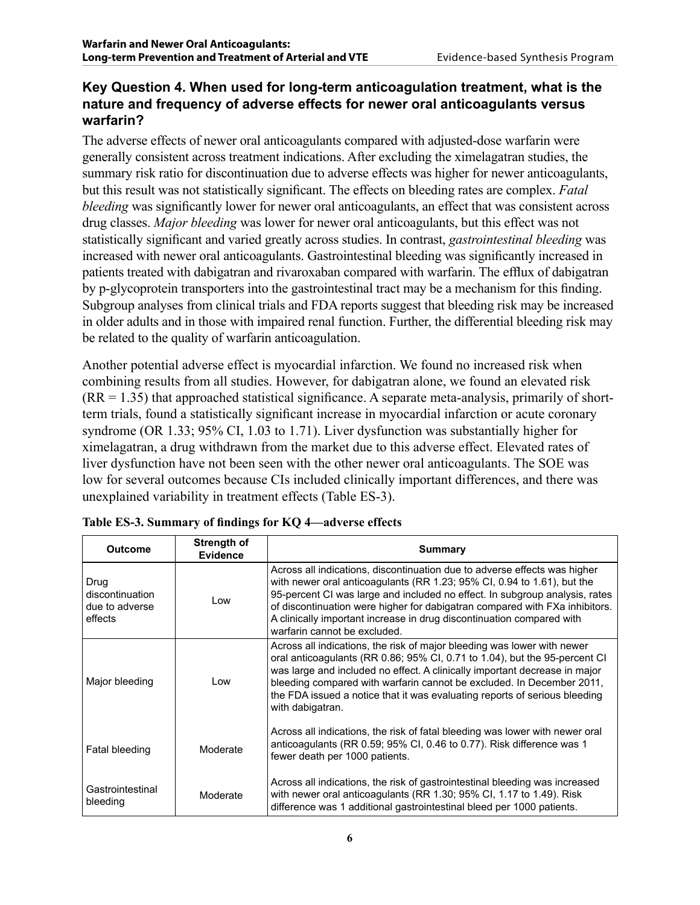### Key Question 4. When used for long-term anticoagulation treatment, what is the nature and frequency of adverse effects for newer oral anticoagulants versus warfarin?

The adverse effects of newer oral anticoagulants compared with adjusted-dose warfarin were generally consistent across treatment indications. After excluding the ximelagatran studies, the summary risk ratio for discontinuation due to adverse effects was higher for newer anticoagulants, but this result was not statistically significant. The effects on bleeding rates are complex. *Fatal bleeding* was significantly lower for newer oral anticoagulants, an effect that was consistent across drug classes. *Major bleeding* was lower for newer oral anticoagulants, but this effect was not statistically significant and varied greatly across studies. In contrast, *gastrointestinal bleeding* was increased with newer oral anticoagulants. Gastrointestinal bleeding was significantly increased in patients treated with dabigatran and rivaroxaban compared with warfarin. The efflux of dabigatran by p-glycoprotein transporters into the gastrointestinal tract may be a mechanism for this finding. Subgroup analyses from clinical trials and FDA reports suggest that bleeding risk may be increased in older adults and in those with impaired renal function. Further, the differential bleeding risk may be related to the quality of warfarin anticoagulation.

Another potential adverse effect is myocardial infarction. We found no increased risk when combining results from all studies. However, for dabigatran alone, we found an elevated risk (RR = 1.35) that approached statistical significance. A separate meta-analysis, primarily of short-term trials, found a statistically significant increase in myocardial infarction or acute coronary syndrome (OR 1.33; 95% CI, 1.03 to 1.71). Liver dysfunction was substantially higher for ximelagatran, a drug withdrawn from the market due to this adverse effect. Elevated rates of liver dysfunction have not been seen with the other newer oral anticoagulants. The SOE was low for several outcomes because CIs included clinically important differences, and there was unexplained variability in treatment effects (Table ES-3).

**Table ES-3. Summary of findings for KQ 4—adverse effects**

| Outcome | Strength of Evidence | Summary |
|---|---|---|
| Drug discontinuation due to adverse effects | Low | Across all indications, discontinuation due to adverse effects was higher with newer oral anticoagulants (RR 1.23; 95% CI, 0.94 to 1.61), but the 95-percent CI was large and included no effect. In subgroup analysis, rates of discontinuation were higher for dabigatran compared with FXa inhibitors. A clinically important increase in drug discontinuation compared with warfarin cannot be excluded. |
| Major bleeding | Low | Across all indications, the risk of major bleeding was lower with newer oral anticoagulants (RR 0.86; 95% CI, 0.71 to 1.04), but the 95-percent CI was large and included no effect. A clinically important decrease in major bleeding compared with warfarin cannot be excluded. In December 2011, the FDA issued a notice that it was evaluating reports of serious bleeding with dabigatran. |
| Fatal bleeding | Moderate | Across all indications, the risk of fatal bleeding was lower with newer oral anticoagulants (RR 0.59; 95% CI, 0.46 to 0.77). Risk difference was 1 fewer death per 1000 patients. |
| Gastrointestinal bleeding | Moderate | Across all indications, the risk of gastrointestinal bleeding was increased with newer oral anticoagulants (RR 1.30; 95% CI, 1.17 to 1.49). Risk difference was 1 additional gastrointestinal bleed per 1000 patients. |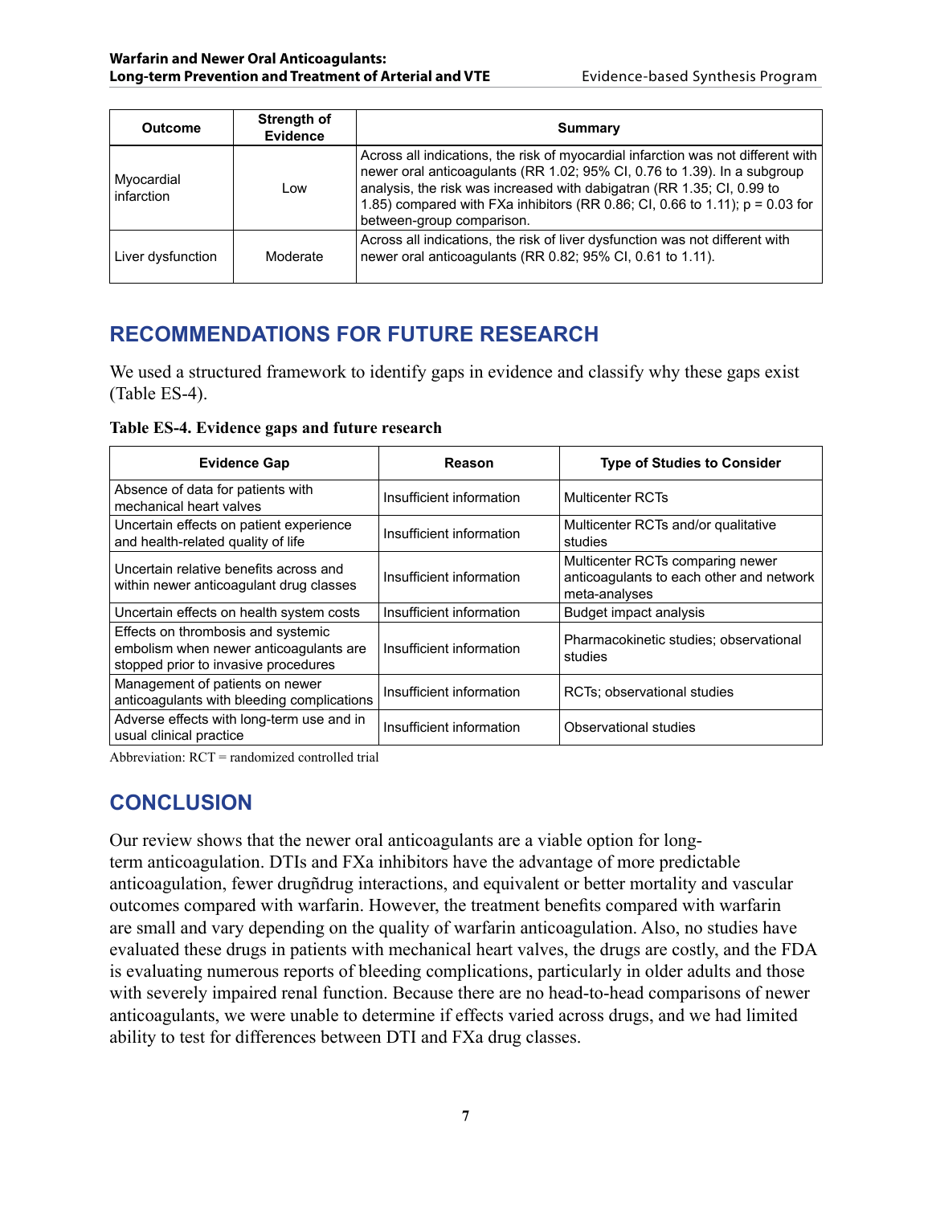| Outcome | Strength of Evidence | Summary |
|---|---|---|
| Myocardial infarction | Low | Across all indications, the risk of myocardial infarction was not different with newer oral anticoagulants (RR 1.02; 95% CI, 0.76 to 1.39). In a subgroup analysis, the risk was increased with dabigatran (RR 1.35; CI, 0.99 to 1.85) compared with FXa inhibitors (RR 0.86; CI, 0.66 to 1.11); p = 0.03 for between-group comparison. |
| Liver dysfunction | Moderate | Across all indications, the risk of liver dysfunction was not different with newer oral anticoagulants (RR 0.82; 95% CI, 0.61 to 1.11). |

## RECOMMENDATIONS FOR FUTURE RESEARCH

We used a structured framework to identify gaps in evidence and classify why these gaps exist (Table ES-4).

**Table ES-4. Evidence gaps and future research**

| Evidence Gap | Reason | Type of Studies to Consider |
|---|---|---|
| Absence of data for patients with mechanical heart valves | Insufficient information | Multicenter RCTs |
| Uncertain effects on patient experience and health-related quality of life | Insufficient information | Multicenter RCTs and/or qualitative studies |
| Uncertain relative benefits across and within newer anticoagulant drug classes | Insufficient information | Multicenter RCTs comparing newer anticoagulants to each other and network meta-analyses |
| Uncertain effects on health system costs | Insufficient information | Budget impact analysis |
| Effects on thrombosis and systemic embolism when newer anticoagulants are stopped prior to invasive procedures | Insufficient information | Pharmacokinetic studies; observational studies |
| Management of patients on newer anticoagulants with bleeding complications | Insufficient information | RCTs; observational studies |
| Adverse effects with long-term use and in usual clinical practice | Insufficient information | Observational studies |

Abbreviation: RCT = randomized controlled trial

## CONCLUSION

Our review shows that the newer oral anticoagulants are a viable option for long-term anticoagulation. DTIs and FXa inhibitors have the advantage of more predictable anticoagulation, fewer drugñdrug interactions, and equivalent or better mortality and vascular outcomes compared with warfarin. However, the treatment benefits compared with warfarin are small and vary depending on the quality of warfarin anticoagulation. Also, no studies have evaluated these drugs in patients with mechanical heart valves, the drugs are costly, and the FDA is evaluating numerous reports of bleeding complications, particularly in older adults and those with severely impaired renal function. Because there are no head-to-head comparisons of newer anticoagulants, we were unable to determine if effects varied across drugs, and we had limited ability to test for differences between DTI and FXa drug classes.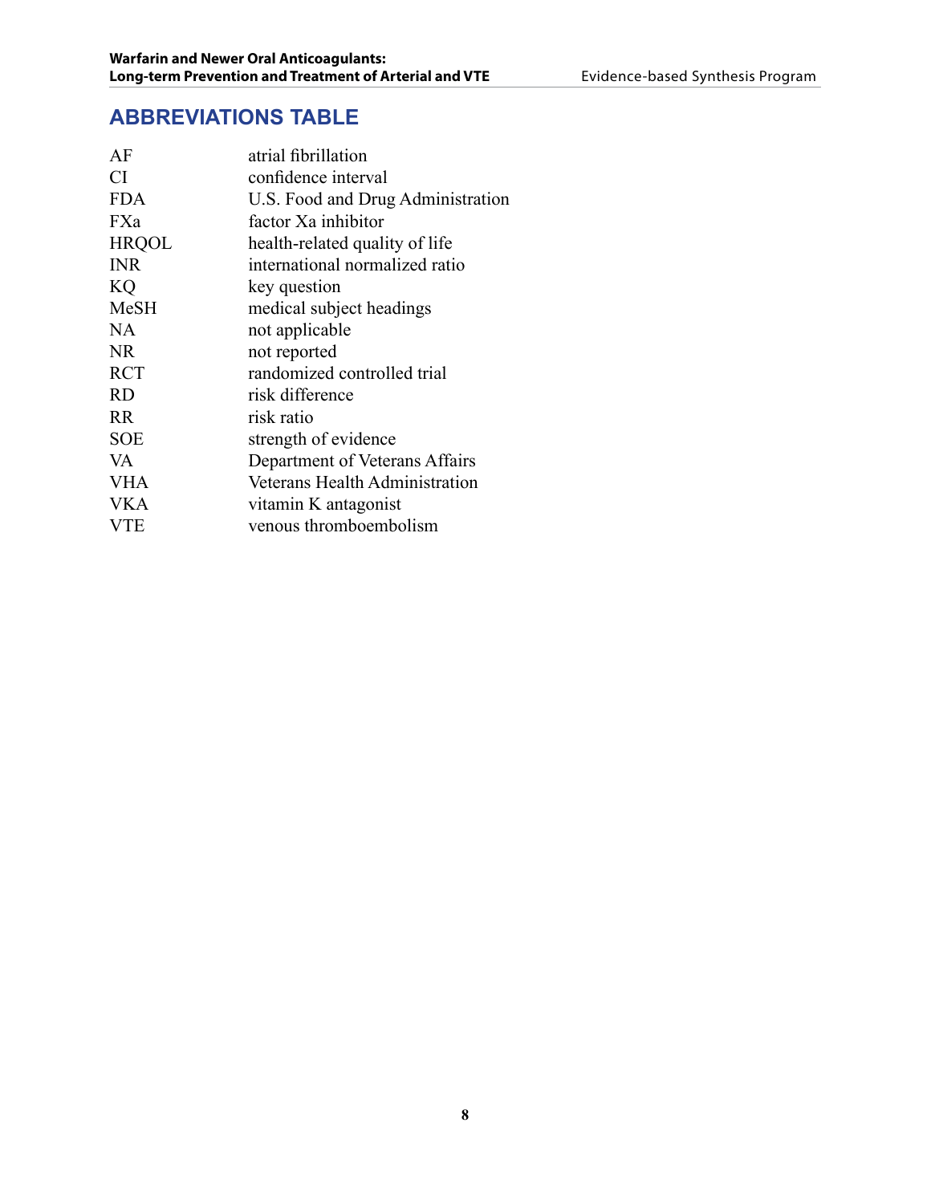## ABBREVIATIONS TABLE

| | |
|---|---|
| AF | atrial fibrillation |
| CI | confidence interval |
| FDA | U.S. Food and Drug Administration |
| FXa | factor Xa inhibitor |
| HRQOL | health-related quality of life |
| INR | international normalized ratio |
| KQ | key question |
| MeSH | medical subject headings |
| NA | not applicable |
| NR | not reported |
| RCT | randomized controlled trial |
| RD | risk difference |
| RR | risk ratio |
| SOE | strength of evidence |
| VA | Department of Veterans Affairs |
| VHA | Veterans Health Administration |
| VKA | vitamin K antagonist |
| VTE | venous thromboembolism |